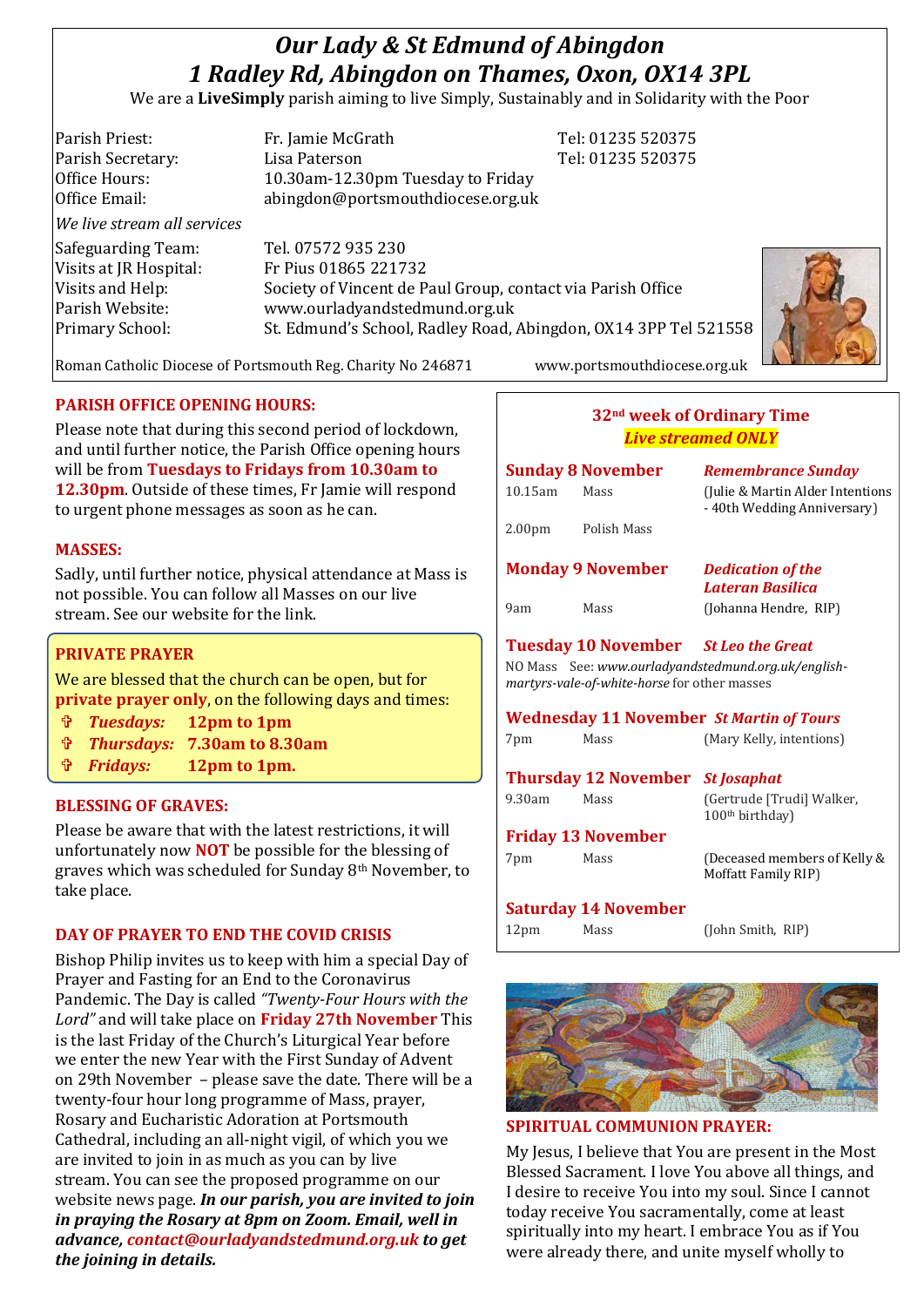# *Our Lady & St Edmund of Abingdon*
# *1 Radley Rd, Abingdon on Thames, Oxon, OX14 3PL*

We are a **LiveSimply** parish aiming to live Simply, Sustainably and in Solidarity with the Poor

| | | |
|---|---|---|
| Parish Priest: | Fr. Jamie McGrath | Tel: 01235 520375 |
| Parish Secretary: | Lisa Paterson | Tel: 01235 520375 |
| Office Hours: | 10.30am-12.30pm Tuesday to Friday | |
| Office Email: | abingdon@portsmouthdiocese.org.uk | |

*We live stream all services*

| | |
|---|---|
| Safeguarding Team: | Tel. 07572 935 230 |
| Visits at JR Hospital: | Fr Pius 01865 221732 |
| Visits and Help: | Society of Vincent de Paul Group, contact via Parish Office |
| Parish Website: | www.ourladyandstedmund.org.uk |
| Primary School: | St. Edmund's School, Radley Road, Abingdon, OX14 3PP Tel 521558 |

Roman Catholic Diocese of Portsmouth Reg. Charity No 246871 www.portsmouthdiocese.org.uk

## PARISH OFFICE OPENING HOURS:

Please note that during this second period of lockdown, and until further notice, the Parish Office opening hours will be from **Tuesdays to Fridays from 10.30am to 12.30pm**. Outside of these times, Fr Jamie will respond to urgent phone messages as soon as he can.

## MASSES:

Sadly, until further notice, physical attendance at Mass is not possible. You can follow all Masses on our live stream. See our website for the link.

## PRIVATE PRAYER

We are blessed that the church can be open, but for **private prayer only**, on the following days and times:

- ***Tuesdays:*** **12pm to 1pm**
- ***Thursdays:*** **7.30am to 8.30am**
- ***Fridays:*** **12pm to 1pm.**

## BLESSING OF GRAVES:

Please be aware that with the latest restrictions, it will unfortunately now **NOT** be possible for the blessing of graves which was scheduled for Sunday 8th November, to take place.

## DAY OF PRAYER TO END THE COVID CRISIS

Bishop Philip invites us to keep with him a special Day of Prayer and Fasting for an End to the Coronavirus Pandemic. The Day is called *"Twenty-Four Hours with the Lord"* and will take place on **Friday 27th November** This is the last Friday of the Church's Liturgical Year before we enter the new Year with the First Sunday of Advent on 29th November – please save the date. There will be a twenty-four hour long programme of Mass, prayer, Rosary and Eucharistic Adoration at Portsmouth Cathedral, including an all-night vigil, of which you we are invited to join in as much as you can by live stream. You can see the proposed programme on our website news page. ***In our parish, you are invited to join in praying the Rosary at 8pm on Zoom. Email, well in advance, contact@ourladyandstedmund.org.uk to get the joining in details.***

## 32nd week of Ordinary Time
### *Live streamed ONLY*

**Sunday 8 November** — ***Remembrance Sunday***

| | | |
|---|---|---|
| 10.15am | Mass | (Julie & Martin Alder Intentions - 40th Wedding Anniversary) |
| 2.00pm | Polish Mass | |

**Monday 9 November** — ***Dedication of the Lateran Basilica***

| | | |
|---|---|---|
| 9am | Mass | (Johanna Hendre, RIP) |

**Tuesday 10 November** — ***St Leo the Great***

NO Mass See: *www.ourladyandstedmund.org.uk/english-martyrs-vale-of-white-horse* for other masses

**Wednesday 11 November** — ***St Martin of Tours***

| | | |
|---|---|---|
| 7pm | Mass | (Mary Kelly, intentions) |

**Thursday 12 November** — ***St Josaphat***

| | | |
|---|---|---|
| 9.30am | Mass | (Gertrude [Trudi] Walker, 100th birthday) |

**Friday 13 November**

| | | |
|---|---|---|
| 7pm | Mass | (Deceased members of Kelly & Moffatt Family RIP) |

**Saturday 14 November**

| | | |
|---|---|---|
| 12pm | Mass | (John Smith, RIP) |

## SPIRITUAL COMMUNION PRAYER:

My Jesus, I believe that You are present in the Most Blessed Sacrament. I love You above all things, and I desire to receive You into my soul. Since I cannot today receive You sacramentally, come at least spiritually into my heart. I embrace You as if You were already there, and unite myself wholly to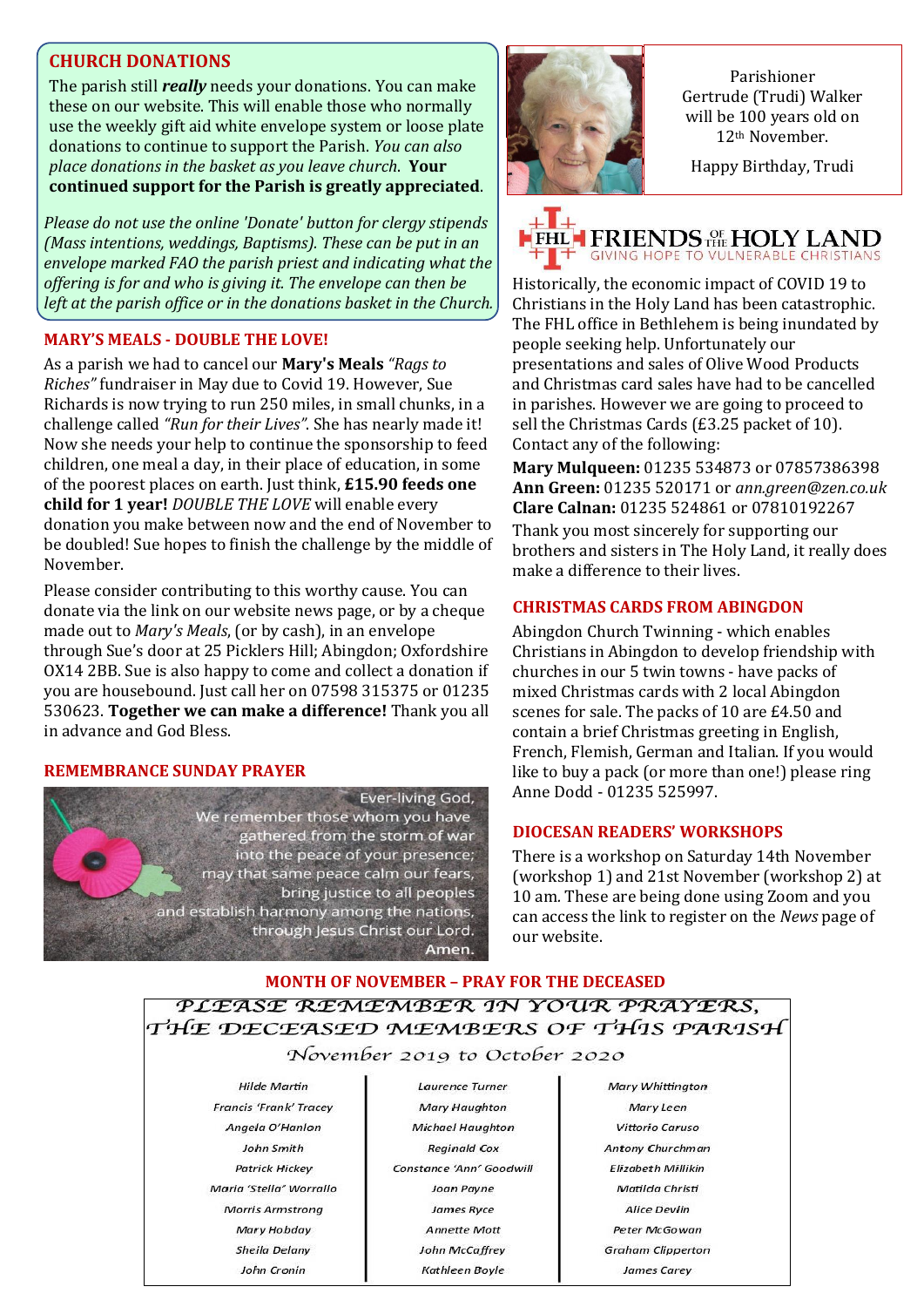## CHURCH DONATIONS

The parish still ***really*** needs your donations. You can make these on our website. This will enable those who normally use the weekly gift aid white envelope system or loose plate donations to continue to support the Parish. *You can also place donations in the basket as you leave church.* **Your continued support for the Parish is greatly appreciated**.

*Please do not use the online 'Donate' button for clergy stipends (Mass intentions, weddings, Baptisms). These can be put in an envelope marked FAO the parish priest and indicating what the offering is for and who is giving it. The envelope can then be left at the parish office or in the donations basket in the Church.*

## MARY'S MEALS - DOUBLE THE LOVE!

As a parish we had to cancel our **Mary's Meals** *"Rags to Riches"* fundraiser in May due to Covid 19. However, Sue Richards is now trying to run 250 miles, in small chunks, in a challenge called *"Run for their Lives"*. She has nearly made it! Now she needs your help to continue the sponsorship to feed children, one meal a day, in their place of education, in some of the poorest places on earth. Just think, **£15.90 feeds one child for 1 year!** *DOUBLE THE LOVE* will enable every donation you make between now and the end of November to be doubled! Sue hopes to finish the challenge by the middle of November.

Please consider contributing to this worthy cause. You can donate via the link on our website news page, or by a cheque made out to *Mary's Meals*, (or by cash), in an envelope through Sue's door at 25 Picklers Hill; Abingdon; Oxfordshire OX14 2BB. Sue is also happy to come and collect a donation if you are housebound. Just call her on 07598 315375 or 01235 530623. **Together we can make a difference!** Thank you all in advance and God Bless.

## REMEMBRANCE SUNDAY PRAYER

Ever-living God,
We remember those whom you have
gathered from the storm of war
into the peace of your presence;
may that same peace calm our fears,
bring justice to all peoples
and establish harmony among the nations,
through Jesus Christ our Lord.
Amen.

Parishioner Gertrude (Trudi) Walker will be 100 years old on 12th November.

Happy Birthday, Trudi

## FHL FRIENDS OF THE HOLY LAND
GIVING HOPE TO VULNERABLE CHRISTIANS

Historically, the economic impact of COVID 19 to Christians in the Holy Land has been catastrophic. The FHL office in Bethlehem is being inundated by people seeking help. Unfortunately our presentations and sales of Olive Wood Products and Christmas card sales have had to be cancelled in parishes. However we are going to proceed to sell the Christmas Cards (£3.25 packet of 10). Contact any of the following:

**Mary Mulqueen:** 01235 534873 or 07857386398
**Ann Green:** 01235 520171 or *ann.green@zen.co.uk*
**Clare Calnan:** 01235 524861 or 07810192267

Thank you most sincerely for supporting our brothers and sisters in The Holy Land, it really does make a difference to their lives.

## CHRISTMAS CARDS FROM ABINGDON

Abingdon Church Twinning - which enables Christians in Abingdon to develop friendship with churches in our 5 twin towns - have packs of mixed Christmas cards with 2 local Abingdon scenes for sale. The packs of 10 are £4.50 and contain a brief Christmas greeting in English, French, Flemish, German and Italian. If you would like to buy a pack (or more than one!) please ring Anne Dodd - 01235 525997.

## DIOCESAN READERS' WORKSHOPS

There is a workshop on Saturday 14th November (workshop 1) and 21st November (workshop 2) at 10 am. These are being done using Zoom and you can access the link to register on the *News* page of our website.

## MONTH OF NOVEMBER – PRAY FOR THE DECEASED

### PLEASE REMEMBER IN YOUR PRAYERS, THE DECEASED MEMBERS OF THIS PARISH
*November 2019 to October 2020*

| | | |
|---|---|---|
| Hilde Martin | Laurence Turner | Mary Whittington |
| Francis 'Frank' Tracey | Mary Haughton | Mary Leen |
| Angela O'Hanlon | Michael Haughton | Vittorio Caruso |
| John Smith | Reginald Cox | Antony Churchman |
| Patrick Hickey | Constance 'Ann' Goodwill | Elizabeth Millikin |
| Maria 'Stella' Worrallo | Joan Payne | Matilda Christi |
| Morris Armstrong | James Ryce | Alice Devlin |
| Mary Hobday | Annette Mott | Peter McGowan |
| Sheila Delany | John McCaffrey | Graham Clipperton |
| John Cronin | Kathleen Boyle | James Carey |